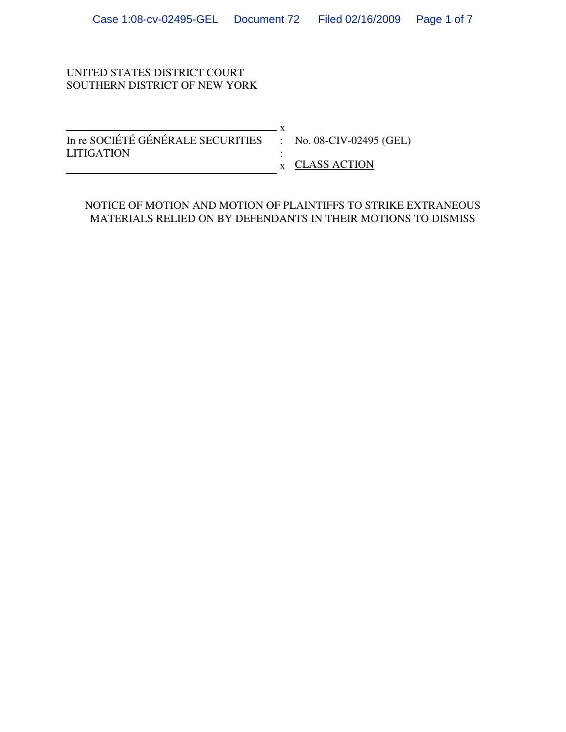UNITED STATES DISTRICT COURT
SOUTHERN DISTRICT OF NEW YORK

| | | |
|---|---|---|
| In re SOCIÉTÉ GÉNÉRALE SECURITIES LITIGATION | : | No. 08-CIV-02495 (GEL) |
| | : | CLASS ACTION |

NOTICE OF MOTION AND MOTION OF PLAINTIFFS TO STRIKE EXTRANEOUS MATERIALS RELIED ON BY DEFENDANTS IN THEIR MOTIONS TO DISMISS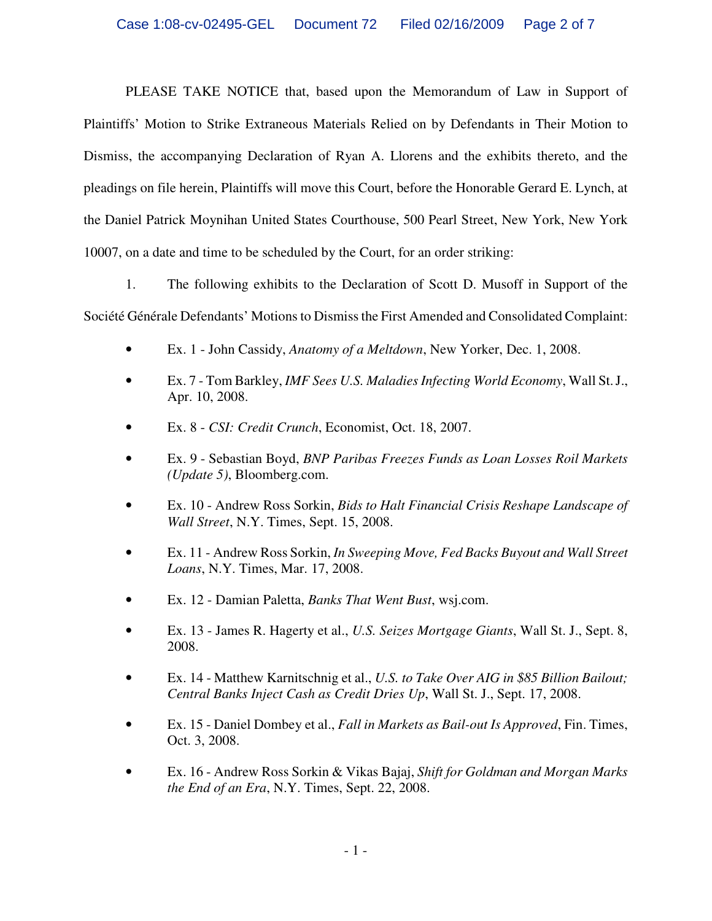PLEASE TAKE NOTICE that, based upon the Memorandum of Law in Support of Plaintiffs' Motion to Strike Extraneous Materials Relied on by Defendants in Their Motion to Dismiss, the accompanying Declaration of Ryan A. Llorens and the exhibits thereto, and the pleadings on file herein, Plaintiffs will move this Court, before the Honorable Gerard E. Lynch, at the Daniel Patrick Moynihan United States Courthouse, 500 Pearl Street, New York, New York 10007, on a date and time to be scheduled by the Court, for an order striking:

1. The following exhibits to the Declaration of Scott D. Musoff in Support of the Société Générale Defendants' Motions to Dismiss the First Amended and Consolidated Complaint:

- Ex. 1 - John Cassidy, *Anatomy of a Meltdown*, New Yorker, Dec. 1, 2008.
- Ex. 7 - Tom Barkley, *IMF Sees U.S. Maladies Infecting World Economy*, Wall St. J., Apr. 10, 2008.
- Ex. 8 - *CSI: Credit Crunch*, Economist, Oct. 18, 2007.
- Ex. 9 - Sebastian Boyd, *BNP Paribas Freezes Funds as Loan Losses Roil Markets (Update 5)*, Bloomberg.com.
- Ex. 10 - Andrew Ross Sorkin, *Bids to Halt Financial Crisis Reshape Landscape of Wall Street*, N.Y. Times, Sept. 15, 2008.
- Ex. 11 - Andrew Ross Sorkin, *In Sweeping Move, Fed Backs Buyout and Wall Street Loans*, N.Y. Times, Mar. 17, 2008.
- Ex. 12 - Damian Paletta, *Banks That Went Bust*, wsj.com.
- Ex. 13 - James R. Hagerty et al., *U.S. Seizes Mortgage Giants*, Wall St. J., Sept. 8, 2008.
- Ex. 14 - Matthew Karnitschnig et al., *U.S. to Take Over AIG in $85 Billion Bailout; Central Banks Inject Cash as Credit Dries Up*, Wall St. J., Sept. 17, 2008.
- Ex. 15 - Daniel Dombey et al., *Fall in Markets as Bail-out Is Approved*, Fin. Times, Oct. 3, 2008.
- Ex. 16 - Andrew Ross Sorkin & Vikas Bajaj, *Shift for Goldman and Morgan Marks the End of an Era*, N.Y. Times, Sept. 22, 2008.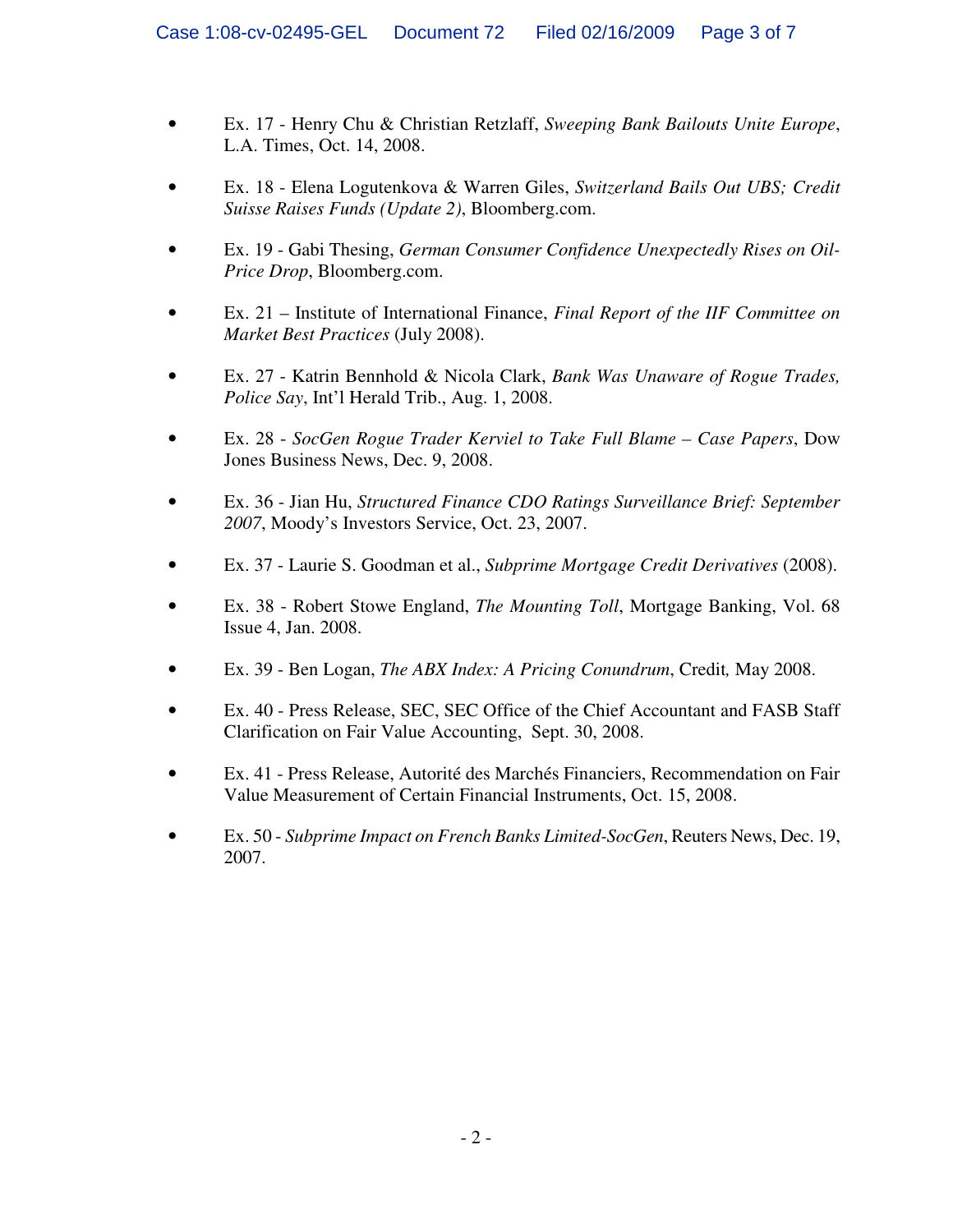- Ex. 17 - Henry Chu & Christian Retzlaff, *Sweeping Bank Bailouts Unite Europe*, L.A. Times, Oct. 14, 2008.

- Ex. 18 - Elena Logutenkova & Warren Giles, *Switzerland Bails Out UBS; Credit Suisse Raises Funds (Update 2)*, Bloomberg.com.

- Ex. 19 - Gabi Thesing, *German Consumer Confidence Unexpectedly Rises on Oil-Price Drop*, Bloomberg.com.

- Ex. 21 – Institute of International Finance, *Final Report of the IIF Committee on Market Best Practices* (July 2008).

- Ex. 27 - Katrin Bennhold & Nicola Clark, *Bank Was Unaware of Rogue Trades, Police Say*, Int'l Herald Trib., Aug. 1, 2008.

- Ex. 28 - *SocGen Rogue Trader Kerviel to Take Full Blame – Case Papers*, Dow Jones Business News, Dec. 9, 2008.

- Ex. 36 - Jian Hu, *Structured Finance CDO Ratings Surveillance Brief: September 2007*, Moody's Investors Service, Oct. 23, 2007.

- Ex. 37 - Laurie S. Goodman et al., *Subprime Mortgage Credit Derivatives* (2008).

- Ex. 38 - Robert Stowe England, *The Mounting Toll*, Mortgage Banking, Vol. 68 Issue 4, Jan. 2008.

- Ex. 39 - Ben Logan, *The ABX Index: A Pricing Conundrum*, Credit, May 2008.

- Ex. 40 - Press Release, SEC, SEC Office of the Chief Accountant and FASB Staff Clarification on Fair Value Accounting, Sept. 30, 2008.

- Ex. 41 - Press Release, Autorité des Marchés Financiers, Recommendation on Fair Value Measurement of Certain Financial Instruments, Oct. 15, 2008.

- Ex. 50 - *Subprime Impact on French Banks Limited-SocGen*, Reuters News, Dec. 19, 2007.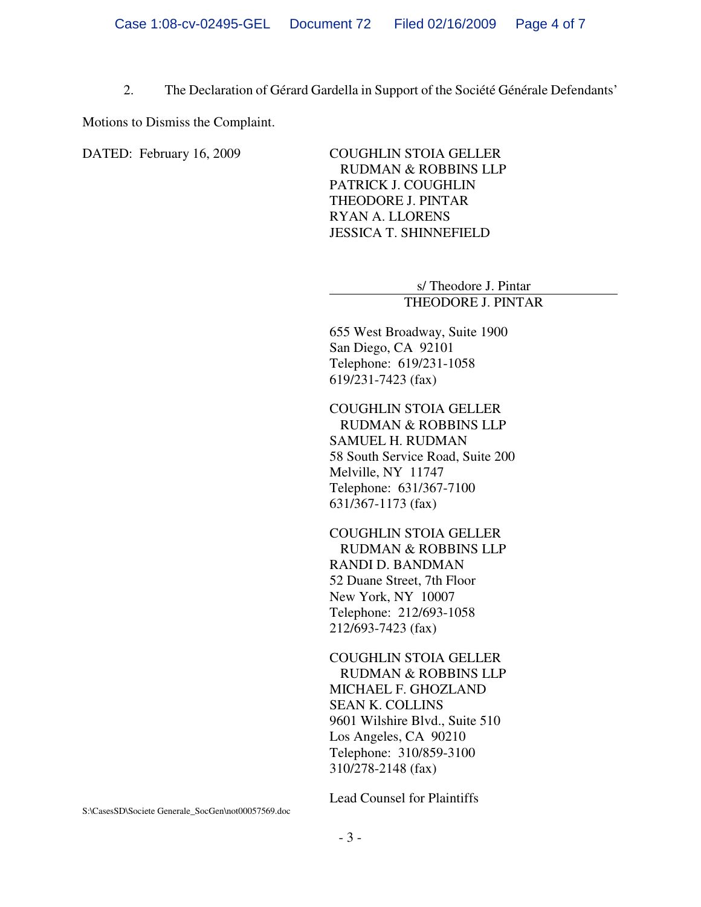2. The Declaration of Gérard Gardella in Support of the Société Générale Defendants' Motions to Dismiss the Complaint.

DATED: February 16, 2009

COUGHLIN STOIA GELLER
RUDMAN & ROBBINS LLP
PATRICK J. COUGHLIN
THEODORE J. PINTAR
RYAN A. LLORENS
JESSICA T. SHINNEFIELD

s/ Theodore J. Pintar
THEODORE J. PINTAR

655 West Broadway, Suite 1900
San Diego, CA 92101
Telephone: 619/231-1058
619/231-7423 (fax)

COUGHLIN STOIA GELLER
RUDMAN & ROBBINS LLP
SAMUEL H. RUDMAN
58 South Service Road, Suite 200
Melville, NY 11747
Telephone: 631/367-7100
631/367-1173 (fax)

COUGHLIN STOIA GELLER
RUDMAN & ROBBINS LLP
RANDI D. BANDMAN
52 Duane Street, 7th Floor
New York, NY 10007
Telephone: 212/693-1058
212/693-7423 (fax)

COUGHLIN STOIA GELLER
RUDMAN & ROBBINS LLP
MICHAEL F. GHOZLAND
SEAN K. COLLINS
9601 Wilshire Blvd., Suite 510
Los Angeles, CA 90210
Telephone: 310/859-3100
310/278-2148 (fax)

Lead Counsel for Plaintiffs

S:\CasesSD\Societe Generale_SocGen\not00057569.doc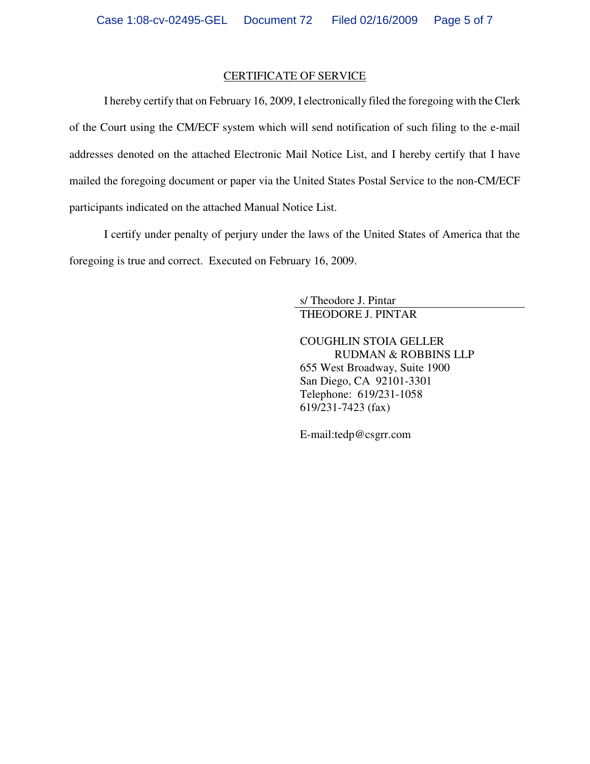CERTIFICATE OF SERVICE

I hereby certify that on February 16, 2009, I electronically filed the foregoing with the Clerk of the Court using the CM/ECF system which will send notification of such filing to the e-mail addresses denoted on the attached Electronic Mail Notice List, and I hereby certify that I have mailed the foregoing document or paper via the United States Postal Service to the non-CM/ECF participants indicated on the attached Manual Notice List.

I certify under penalty of perjury under the laws of the United States of America that the foregoing is true and correct. Executed on February 16, 2009.

s/ Theodore J. Pintar
THEODORE J. PINTAR

COUGHLIN STOIA GELLER
RUDMAN & ROBBINS LLP
655 West Broadway, Suite 1900
San Diego, CA 92101-3301
Telephone: 619/231-1058
619/231-7423 (fax)

E-mail:tedp@csgrr.com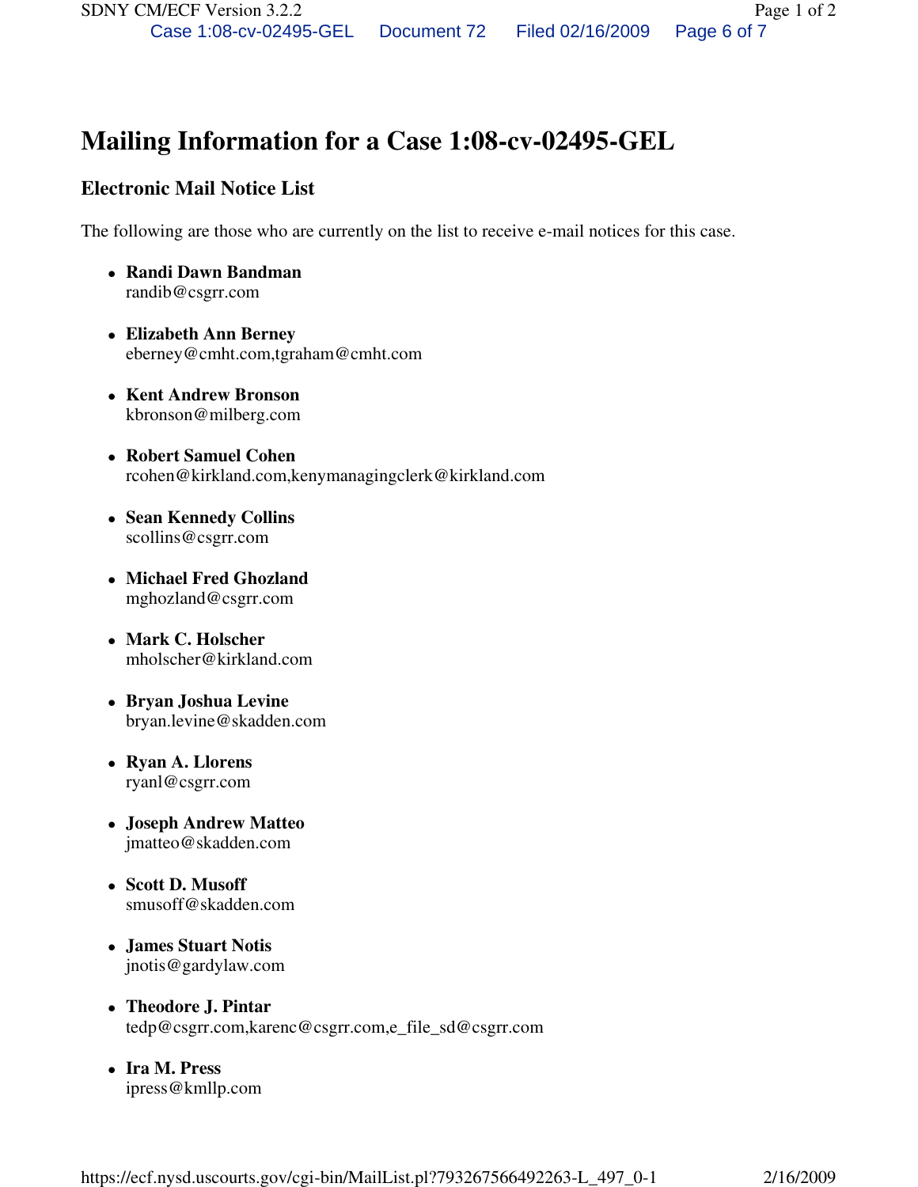# Mailing Information for a Case 1:08-cv-02495-GEL

## Electronic Mail Notice List

The following are those who are currently on the list to receive e-mail notices for this case.

- **Randi Dawn Bandman**
  randib@csgrr.com
- **Elizabeth Ann Berney**
  eberney@cmht.com,tgraham@cmht.com
- **Kent Andrew Bronson**
  kbronson@milberg.com
- **Robert Samuel Cohen**
  rcohen@kirkland.com,kenymanagingclerk@kirkland.com
- **Sean Kennedy Collins**
  scollins@csgrr.com
- **Michael Fred Ghozland**
  mghozland@csgrr.com
- **Mark C. Holscher**
  mholscher@kirkland.com
- **Bryan Joshua Levine**
  bryan.levine@skadden.com
- **Ryan A. Llorens**
  ryanl@csgrr.com
- **Joseph Andrew Matteo**
  jmatteo@skadden.com
- **Scott D. Musoff**
  smusoff@skadden.com
- **James Stuart Notis**
  jnotis@gardylaw.com
- **Theodore J. Pintar**
  tedp@csgrr.com,karenc@csgrr.com,e_file_sd@csgrr.com
- **Ira M. Press**
  ipress@kmllp.com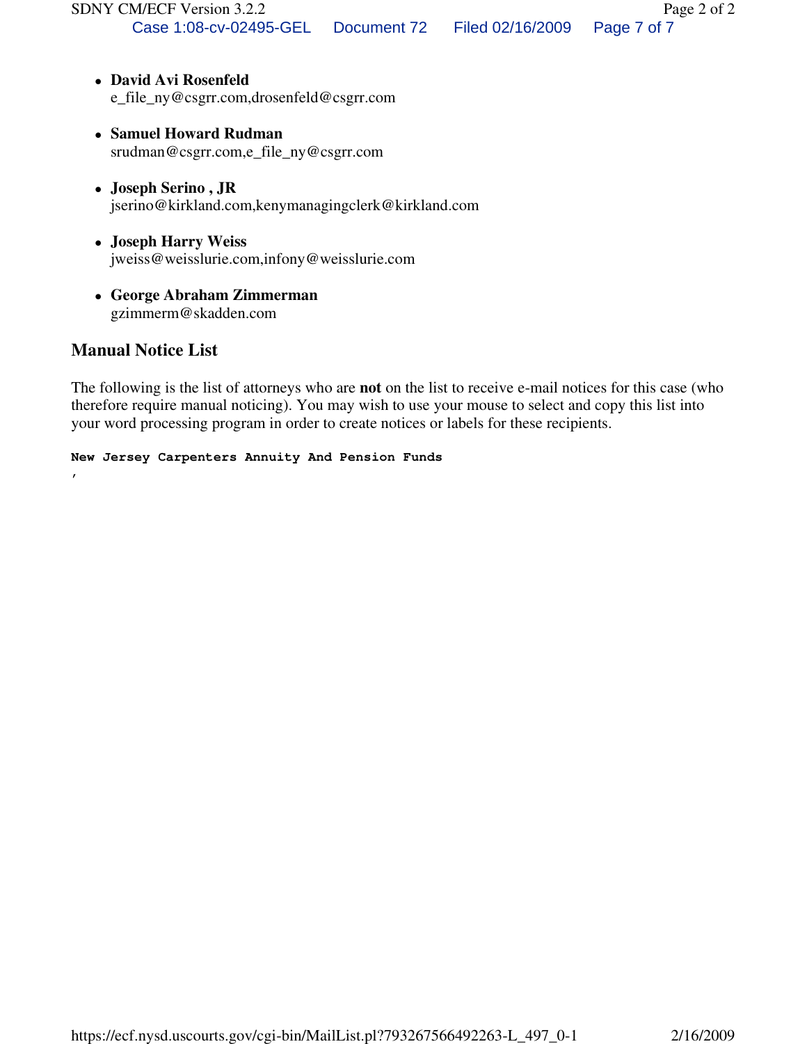- **David Avi Rosenfeld**
  e_file_ny@csgrr.com,drosenfeld@csgrr.com

- **Samuel Howard Rudman**
  srudman@csgrr.com,e_file_ny@csgrr.com

- **Joseph Serino , JR**
  jserino@kirkland.com,kenymanagingclerk@kirkland.com

- **Joseph Harry Weiss**
  jweiss@weisslurie.com,infony@weisslurie.com

- **George Abraham Zimmerman**
  gzimmerm@skadden.com

## Manual Notice List

The following is the list of attorneys who are **not** on the list to receive e-mail notices for this case (who therefore require manual noticing). You may wish to use your mouse to select and copy this list into your word processing program in order to create notices or labels for these recipients.

**New Jersey Carpenters Annuity And Pension Funds**
,